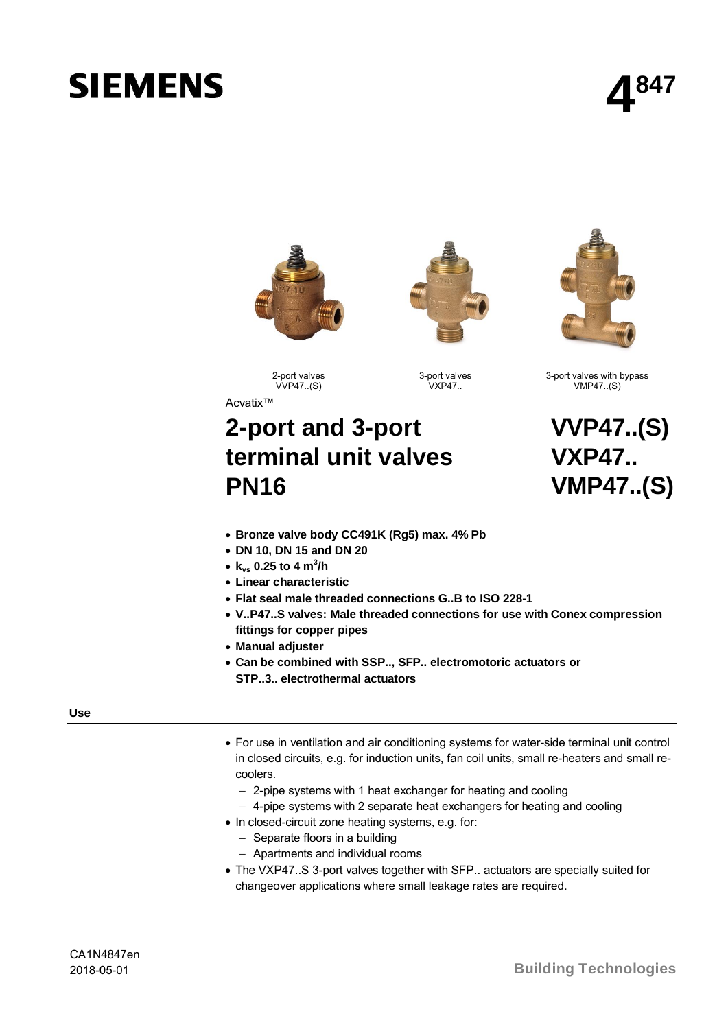SIEMENS

# 4847

2-port valves
VVP47..(S)

3-port valves
VXP47..

3-port valves with bypass
VMP47..(S)

Acvatix™

# 2-port and 3-port terminal unit valves PN16

# VVP47..(S) VXP47.. VMP47..(S)

- **Bronze valve body CC491K (Rg5) max. 4% Pb**
- **DN 10, DN 15 and DN 20**
- **$k_{vs}$ 0.25 to 4 $m^3$/h**
- **Linear characteristic**
- **Flat seal male threaded connections G..B to ISO 228-1**
- **V..P47..S valves: Male threaded connections for use with Conex compression fittings for copper pipes**
- **Manual adjuster**
- **Can be combined with SSP.., SFP.. electromotoric actuators or STP..3.. electrothermal actuators**

## Use

- For use in ventilation and air conditioning systems for water-side terminal unit control in closed circuits, e.g. for induction units, fan coil units, small re-heaters and small re-coolers.
  - 2-pipe systems with 1 heat exchanger for heating and cooling
  - 4-pipe systems with 2 separate heat exchangers for heating and cooling
- In closed-circuit zone heating systems, e.g. for:
  - Separate floors in a building
  - Apartments and individual rooms
- The VXP47..S 3-port valves together with SFP.. actuators are specially suited for changeover applications where small leakage rates are required.

CA1N4847en
2018-05-01

Building Technologies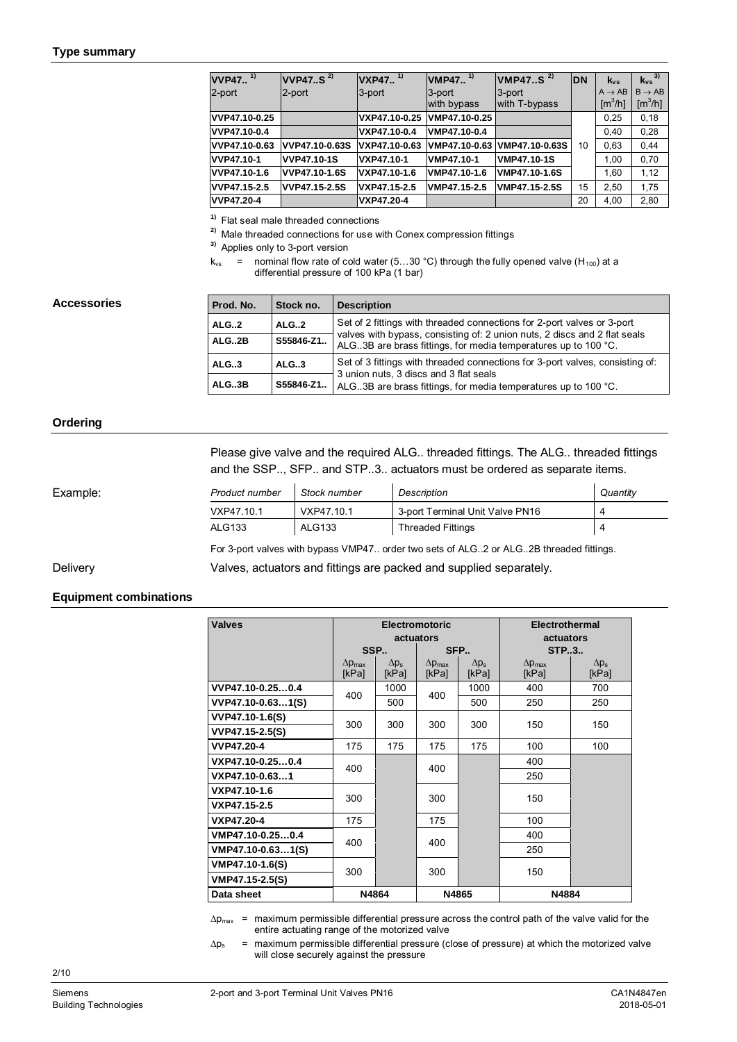## Type summary

| VVP47.. [1] 2-port | VVP47..S [2] 2-port | VXP47.. [1] 3-port | VMP47.. [1] 3-port with bypass | VMP47..S [2] 3-port with T-bypass | DN | $k_{vs}$ A → AB [$m^3$/h] | $k_{vs}$ [3] B → AB [$m^3$/h] |
|---|---|---|---|---|---|---|---|
| VVP47.10-0.25 | | VXP47.10-0.25 | VMP47.10-0.25 | | 10 | 0,25 | 0,18 |
| VVP47.10-0.4 | | VXP47.10-0.4 | VMP47.10-0.4 | | 10 | 0,40 | 0,28 |
| VVP47.10-0.63 | VVP47.10-0.63S | VXP47.10-0.63 | VMP47.10-0.63 | VMP47.10-0.63S | 10 | 0,63 | 0,44 |
| VVP47.10-1 | VVP47.10-1S | VXP47.10-1 | VMP47.10-1 | VMP47.10-1S | 10 | 1,00 | 0,70 |
| VVP47.10-1.6 | VVP47.10-1.6S | VXP47.10-1.6 | VMP47.10-1.6 | VMP47.10-1.6S | 10 | 1,60 | 1,12 |
| VVP47.15-2.5 | VVP47.15-2.5S | VXP47.15-2.5 | VMP47.15-2.5 | VMP47.15-2.5S | 15 | 2,50 | 1,75 |
| VVP47.20-4 | | VXP47.20-4 | | | 20 | 4,00 | 2,80 |

[1] Flat seal male threaded connections

[2] Male threaded connections for use with Conex compression fittings

[3] Applies only to 3-port version

$k_{vs}$ = nominal flow rate of cold water (5…30 °C) through the fully opened valve ($H_{100}$) at a differential pressure of 100 kPa (1 bar)

## Accessories

| Prod. No. | Stock no. | Description |
|---|---|---|
| ALG..2 | ALG..2 | Set of 2 fittings with threaded connections for 2-port valves or 3-port valves with bypass, consisting of: 2 union nuts, 2 discs and 2 flat seals ALG..3B are brass fittings, for media temperatures up to 100 °C. |
| ALG..2B | S55846-Z1.. | |
| ALG..3 | ALG..3 | Set of 3 fittings with threaded connections for 3-port valves, consisting of: 3 union nuts, 3 discs and 3 flat seals ALG..3B are brass fittings, for media temperatures up to 100 °C. |
| ALG..3B | S55846-Z1.. | |

## Ordering

Please give valve and the required ALG.. threaded fittings. The ALG.. threaded fittings and the SSP.., SFP.. and STP..3.. actuators must be ordered as separate items.

Example:

| *Product number* | *Stock number* | *Description* | *Quantity* |
|---|---|---|---|
| VXP47.10.1 | VXP47.10.1 | 3-port Terminal Unit Valve PN16 | 4 |
| ALG133 | ALG133 | Threaded Fittings | 4 |

For 3-port valves with bypass VMP47.. order two sets of ALG..2 or ALG..2B threaded fittings.

Delivery

Valves, actuators and fittings are packed and supplied separately.

## Equipment combinations

| Valves | Electromotoric actuators | | | | Electrothermal actuators | |
|---|---|---|---|---|---|---|
| | SSP.. | | SFP.. | | STP..3.. | |
| | $\Delta p_{max}$ [kPa] | $\Delta p_s$ [kPa] | $\Delta p_{max}$ [kPa] | $\Delta p_s$ [kPa] | $\Delta p_{max}$ [kPa] | $\Delta p_s$ [kPa] |
| VVP47.10-0.25…0.4 | 400 | 1000 | 400 | 1000 | 400 | 700 |
| VVP47.10-0.63…1(S) | 400 | 500 | 400 | 500 | 250 | 250 |
| VVP47.10-1.6(S) | 300 | 300 | 300 | 300 | 150 | 150 |
| VVP47.15-2.5(S) | 300 | 300 | 300 | 300 | 150 | 150 |
| VVP47.20-4 | 175 | 175 | 175 | 175 | 100 | 100 |
| VXP47.10-0.25…0.4 | 400 | | 400 | | 400 | |
| VXP47.10-0.63…1 | 400 | | 400 | | 250 | |
| VXP47.10-1.6 | 300 | | 300 | | 150 | |
| VXP47.15-2.5 | 300 | | 300 | | 150 | |
| VXP47.20-4 | 175 | | 175 | | 100 | |
| VMP47.10-0.25…0.4 | 400 | | 400 | | 400 | |
| VMP47.10-0.63…1(S) | 400 | | 400 | | 250 | |
| VMP47.10-1.6(S) | 300 | | 300 | | 150 | |
| VMP47.15-2.5(S) | 300 | | 300 | | 150 | |
| Data sheet | N4864 | | N4865 | | N4884 | |

$\Delta p_{max}$ = maximum permissible differential pressure across the control path of the valve valid for the entire actuating range of the motorized valve

$\Delta p_s$ = maximum permissible differential pressure (close of pressure) at which the motorized valve will close securely against the pressure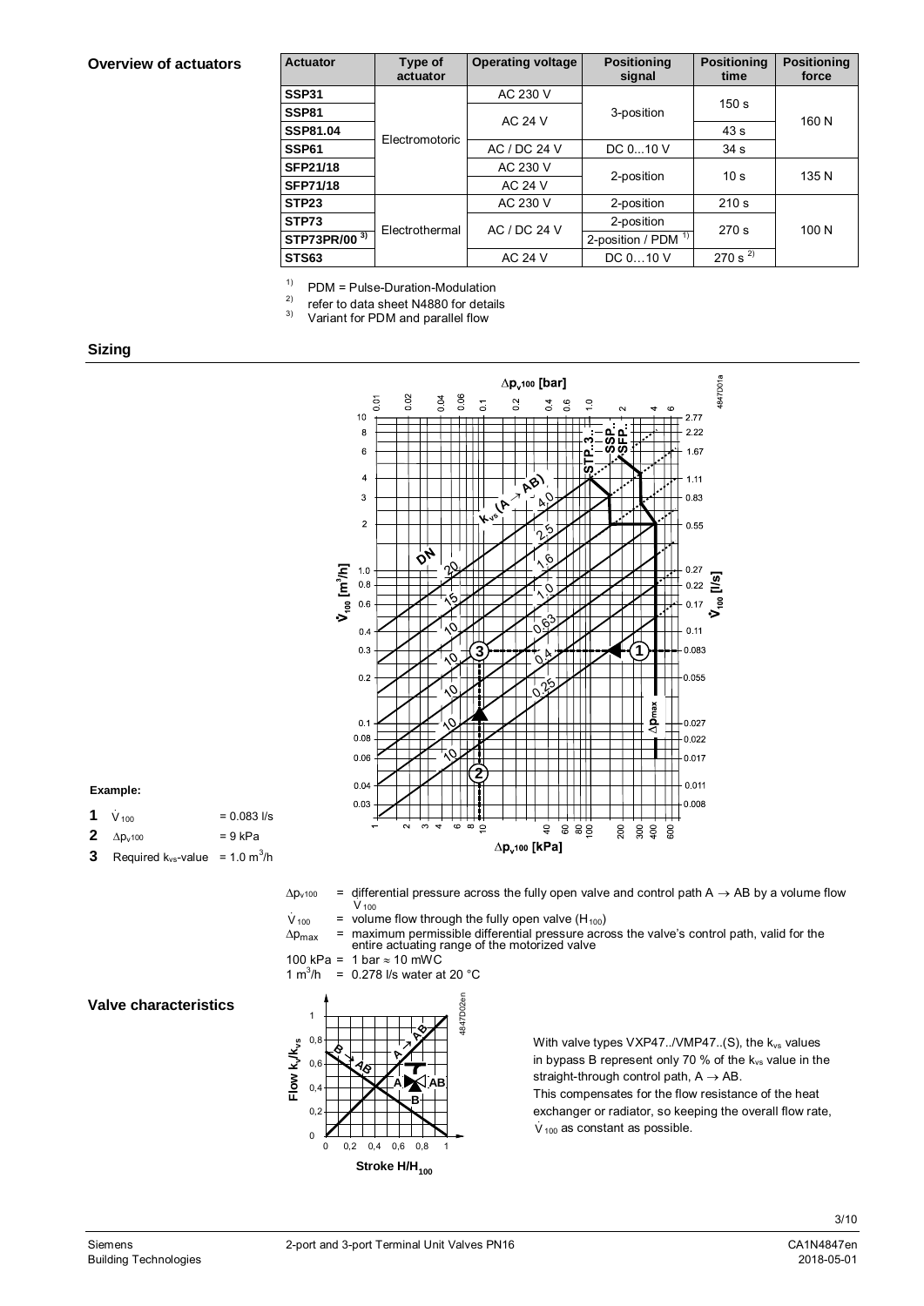## Overview of actuators

| Actuator | Type of actuator | Operating voltage | Positioning signal | Positioning time | Positioning force |
|---|---|---|---|---|---|
| SSP31 | Electromotoric | AC 230 V | 3-position | 150 s | 160 N |
| SSP81 | | AC 24 V | | | |
| SSP81.04 | | | | 43 s | |
| SSP61 | | AC / DC 24 V | DC 0...10 V | 34 s | |
| SFP21/18 | | AC 230 V | 2-position | 10 s | 135 N |
| SFP71/18 | | AC 24 V | | | |
| STP23 | Electrothermal | AC 230 V | 2-position | 210 s | 100 N |
| STP73 | | AC / DC 24 V | 2-position | 270 s | |
| STP73PR/00 3) | | | 2-position / PDM 1) | | |
| STS63 | | AC 24 V | DC 0…10 V | 270 s 2) | |

1) PDM = Pulse-Duration-Modulation
2) refer to data sheet N4880 for details
3) Variant for PDM and parallel flow

## Sizing

**Example:**

| | | |
|---|---|---|
| **1** | $\dot{V}_{100}$ | = 0.083 l/s |
| **2** | $\Delta p_{v100}$ | = 9 kPa |
| **3** | Required $k_{vs}$-value | = 1.0 m³/h |

$\Delta p_{v100}$ = differential pressure across the fully open valve and control path A → AB by a volume flow $\dot{V}_{100}$

$\dot{V}_{100}$ = volume flow through the fully open valve ($H_{100}$)

$\Delta p_{max}$ = maximum permissible differential pressure across the valve's control path, valid for the entire actuating range of the motorized valve

100 kPa = 1 bar ≈ 10 mWC

1 m³/h = 0.278 l/s water at 20 °C

## Valve characteristics

With valve types VXP47../VMP47..(S), the $k_{vs}$ values in bypass B represent only 70 % of the $k_{vs}$ value in the straight-through control path, A → AB.

This compensates for the flow resistance of the heat exchanger or radiator, so keeping the overall flow rate, $\dot{V}_{100}$ as constant as possible.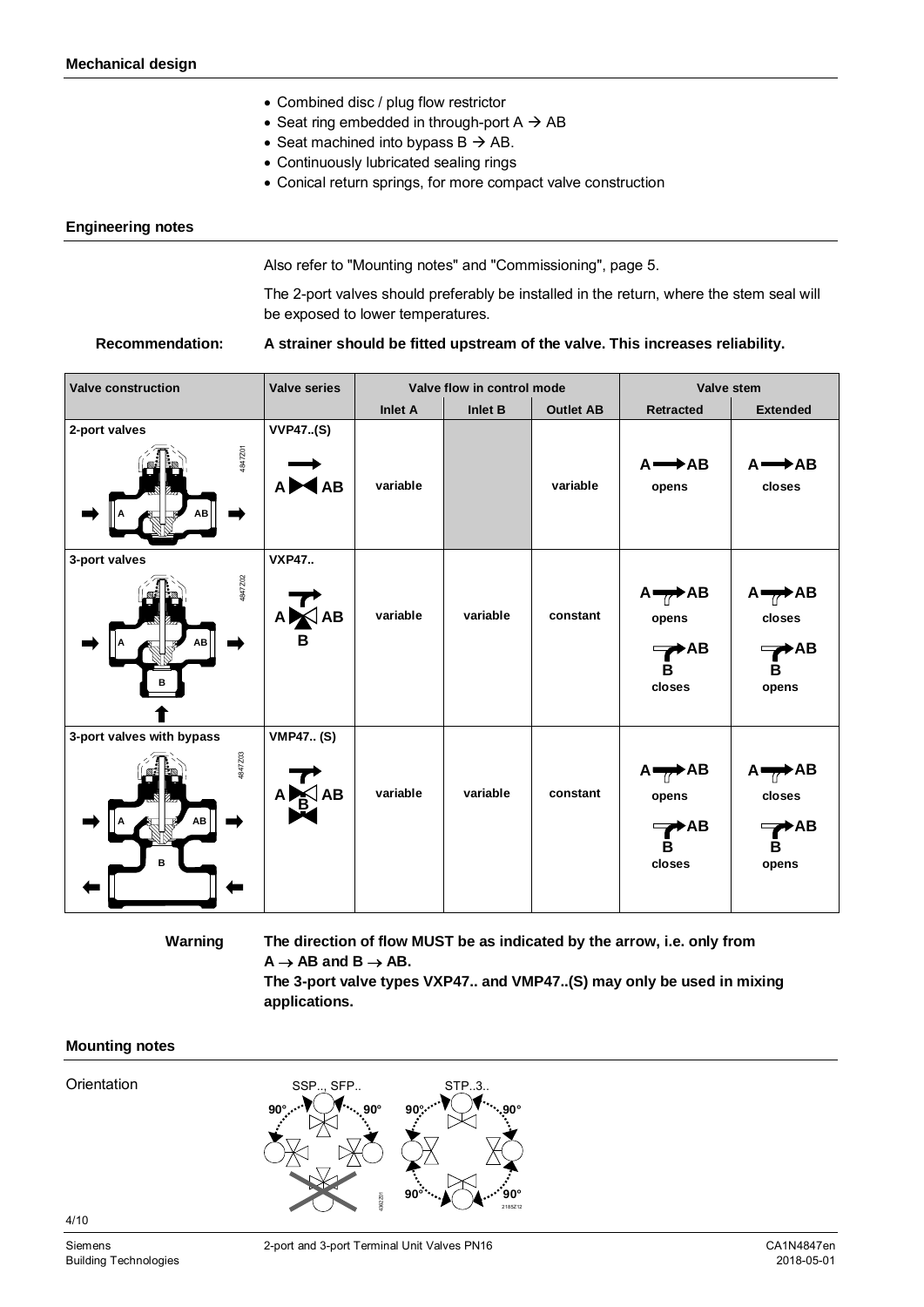## Mechanical design

- Combined disc / plug flow restrictor
- Seat ring embedded in through-port A → AB
- Seat machined into bypass B → AB.
- Continuously lubricated sealing rings
- Conical return springs, for more compact valve construction

## Engineering notes

Also refer to "Mounting notes" and "Commissioning", page 5.

The 2-port valves should preferably be installed in the return, where the stem seal will be exposed to lower temperatures.

**Recommendation:** **A strainer should be fitted upstream of the valve. This increases reliability.**

| Valve construction | Valve series | Valve flow in control mode | | | Valve stem | |
|---|---|---|---|---|---|---|
| | | Inlet A | Inlet B | Outlet AB | Retracted | Extended |
| 2-port valves | VVP47..(S) | variable | | variable | A → AB opens | A → AB closes |
| 3-port valves | VXP47.. | variable | variable | constant | A → AB opens; B → AB closes | A → AB closes; B → AB opens |
| 3-port valves with bypass | VMP47.. (S) | variable | variable | constant | A → AB opens; B → AB closes | A → AB closes; B → AB opens |

**Warning** **The direction of flow MUST be as indicated by the arrow, i.e. only from A → AB and B → AB.**
**The 3-port valve types VXP47.. and VMP47..(S) may only be used in mixing applications.**

## Mounting notes

Orientation

SSP.., SFP.. 90° 90°

STP..3.. 90° 90° 90° 90°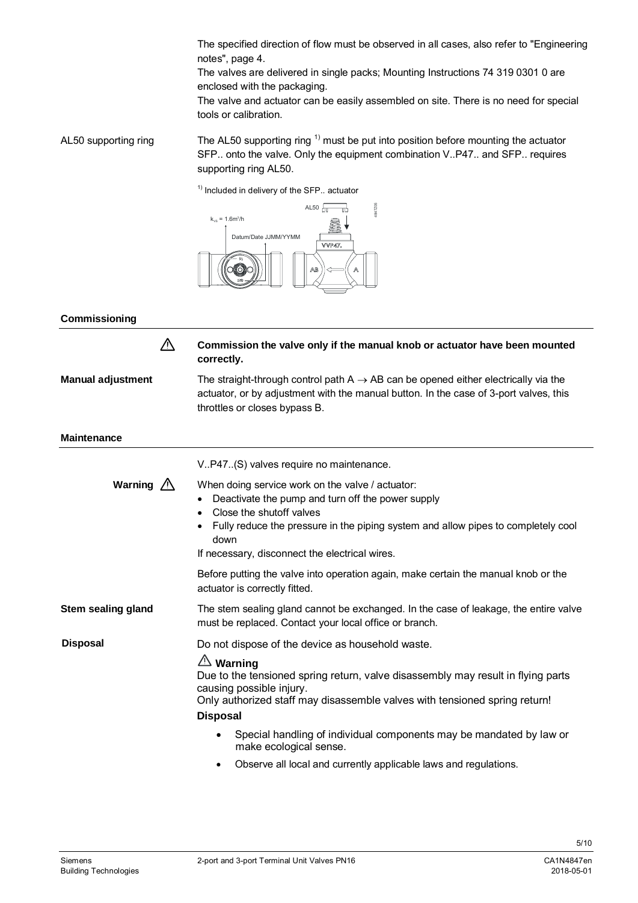The specified direction of flow must be observed in all cases, also refer to "Engineering notes", page 4.

The valves are delivered in single packs; Mounting Instructions 74 319 0301 0 are enclosed with the packaging.

The valve and actuator can be easily assembled on site. There is no need for special tools or calibration.

**AL50 supporting ring**

The AL50 supporting ring [1] must be put into position before mounting the actuator SFP.. onto the valve. Only the equipment combination V..P47.. and SFP.. requires supporting ring AL50.

[1] Included in delivery of the SFP.. actuator

## Commissioning

⚠ **Commission the valve only if the manual knob or actuator have been mounted correctly.**

**Manual adjustment**

The straight-through control path A → AB can be opened either electrically via the actuator, or by adjustment with the manual button. In the case of 3-port valves, this throttles or closes bypass B.

## Maintenance

V..P47..(S) valves require no maintenance.

**Warning** ⚠

When doing service work on the valve / actuator:

- Deactivate the pump and turn off the power supply
- Close the shutoff valves
- Fully reduce the pressure in the piping system and allow pipes to completely cool down

If necessary, disconnect the electrical wires.

Before putting the valve into operation again, make certain the manual knob or the actuator is correctly fitted.

**Stem sealing gland**

The stem sealing gland cannot be exchanged. In the case of leakage, the entire valve must be replaced. Contact your local office or branch.

**Disposal**

Do not dispose of the device as household waste.

⚠ **Warning**

Due to the tensioned spring return, valve disassembly may result in flying parts causing possible injury.
Only authorized staff may disassemble valves with tensioned spring return!

**Disposal**

- Special handling of individual components may be mandated by law or make ecological sense.
- Observe all local and currently applicable laws and regulations.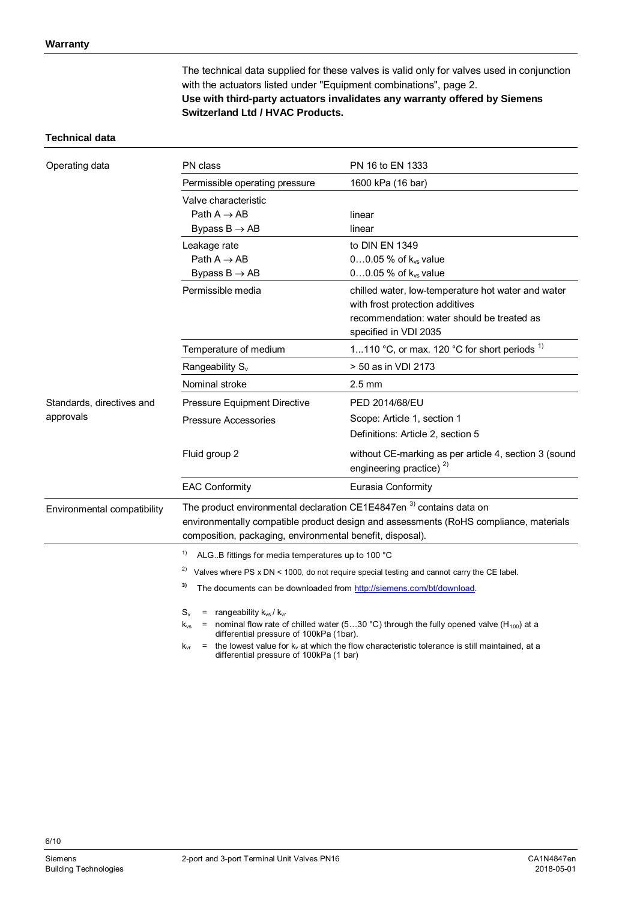## Warranty

The technical data supplied for these valves is valid only for valves used in conjunction with the actuators listed under "Equipment combinations", page 2.
**Use with third-party actuators invalidates any warranty offered by Siemens Switzerland Ltd / HVAC Products.**

## Technical data

| | | |
|---|---|---|
| Operating data | PN class | PN 16 to EN 1333 |
| | Permissible operating pressure | 1600 kPa (16 bar) |
| | Valve characteristic<br>Path A → AB<br>Bypass B → AB | <br>linear<br>linear |
| | Leakage rate<br>Path A → AB<br>Bypass B → AB | to DIN EN 1349<br>0…0.05 % of $k_{vs}$ value<br>0…0.05 % of $k_{vs}$ value |
| | Permissible media | chilled water, low-temperature hot water and water with frost protection additives<br>recommendation: water should be treated as specified in VDI 2035 |
| | Temperature of medium | 1...110 °C, or max. 120 °C for short periods [1)] |
| | Rangeability $S_v$ | > 50 as in VDI 2173 |
| | Nominal stroke | 2.5 mm |
| Standards, directives and approvals | Pressure Equipment Directive<br>Pressure Accessories | PED 2014/68/EU<br>Scope: Article 1, section 1<br>Definitions: Article 2, section 5 |
| | Fluid group 2 | without CE-marking as per article 4, section 3 (sound engineering practice) [2)] |
| | EAC Conformity | Eurasia Conformity |
| Environmental compatibility | The product environmental declaration CE1E4847en [3)] contains data on environmentally compatible product design and assessments (RoHS compliance, materials composition, packaging, environmental benefit, disposal). | |

[1)] ALG..B fittings for media temperatures up to 100 °C

[2)] Valves where PS x DN < 1000, do not require special testing and cannot carry the CE label.

[3)] The documents can be downloaded from http://siemens.com/bt/download.

$S_v$ = rangeability $k_{vs}$ / $k_{vr}$

$k_{vs}$ = nominal flow rate of chilled water (5…30 °C) through the fully opened valve ($H_{100}$) at a differential pressure of 100kPa (1bar).

$k_{vr}$ = the lowest value for $k_v$ at which the flow characteristic tolerance is still maintained, at a differential pressure of 100kPa (1 bar)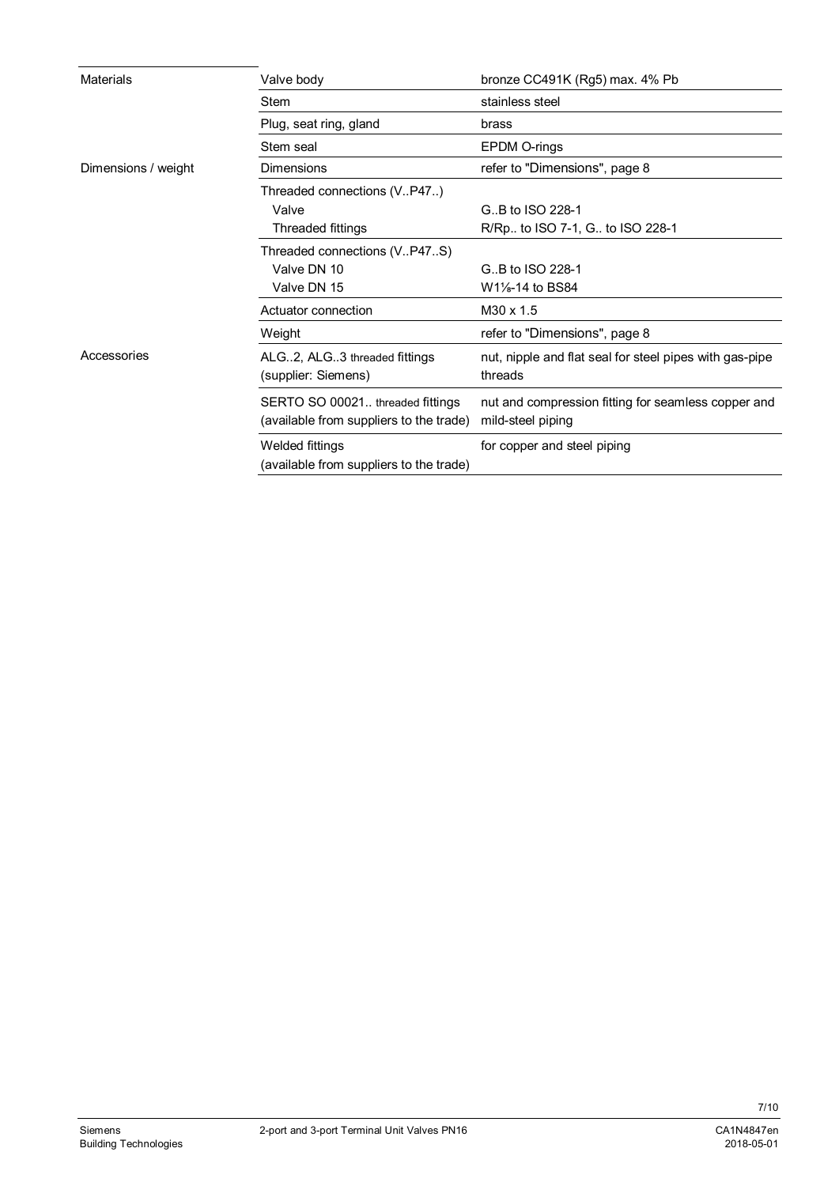| | | |
|---|---|---|
| Materials | Valve body | bronze CC491K (Rg5) max. 4% Pb |
| | Stem | stainless steel |
| | Plug, seat ring, gland | brass |
| | Stem seal | EPDM O-rings |
| Dimensions / weight | Dimensions | refer to "Dimensions", page 8 |
| | Threaded connections (V..P47..)<br>Valve<br>Threaded fittings | <br>G..B to ISO 228-1<br>R/Rp.. to ISO 7-1, G.. to ISO 228-1 |
| | Threaded connections (V..P47..S)<br>Valve DN 10<br>Valve DN 15 | <br>G..B to ISO 228-1<br>W1⅛-14 to BS84 |
| | Actuator connection | M30 x 1.5 |
| | Weight | refer to "Dimensions", page 8 |
| Accessories | ALG..2, ALG..3 threaded fittings (supplier: Siemens) | nut, nipple and flat seal for steel pipes with gas-pipe threads |
| | SERTO SO 00021.. threaded fittings (available from suppliers to the trade) | nut and compression fitting for seamless copper and mild-steel piping |
| | Welded fittings (available from suppliers to the trade) | for copper and steel piping |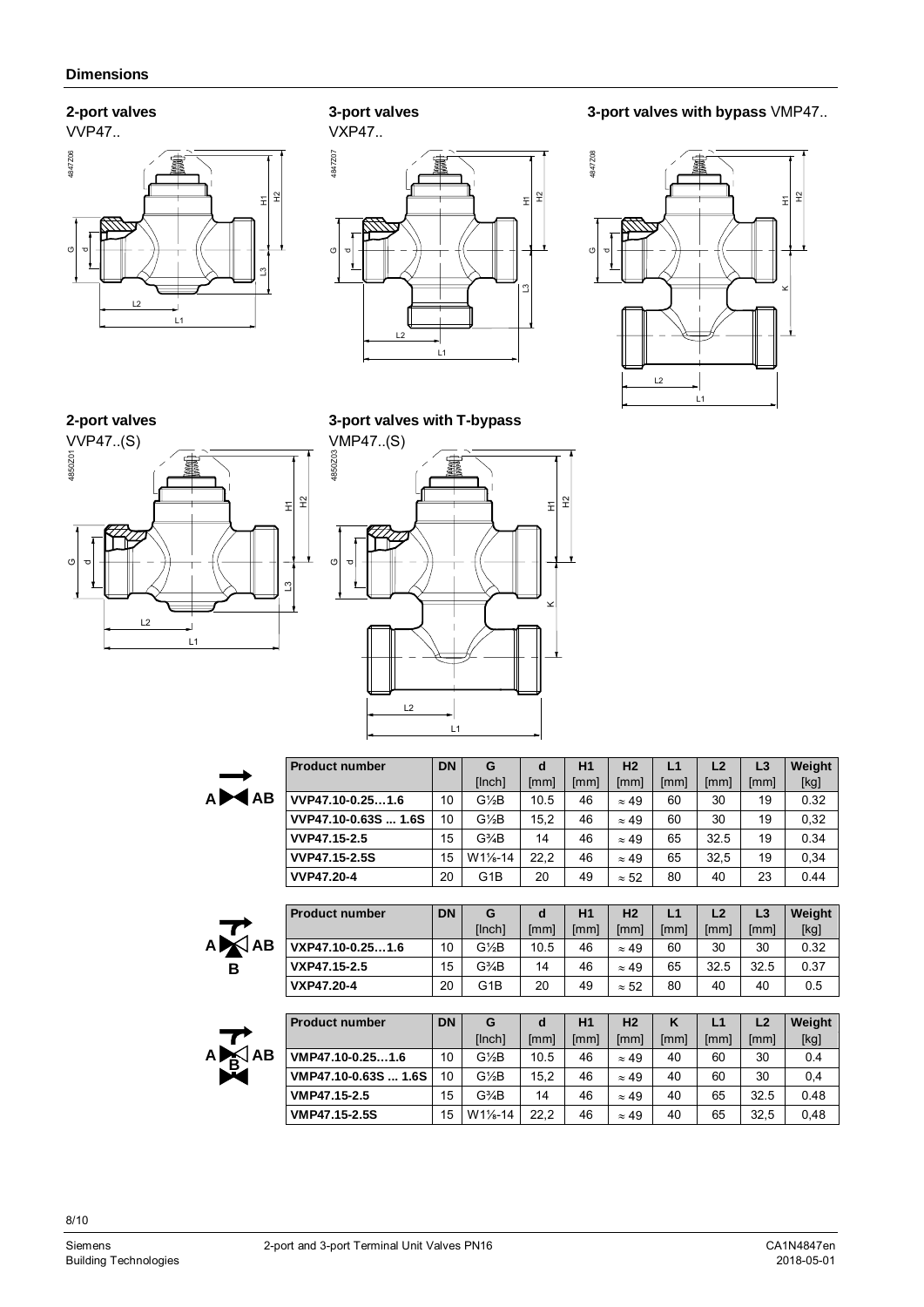## Dimensions

**2-port valves**
VVP47..

**3-port valves**
VXP47..

**3-port valves with bypass** VMP47..

**2-port valves**
VVP47..(S)

**3-port valves with T-bypass**
VMP47..(S)

| Product number | DN | G [Inch] | d [mm] | H1 [mm] | H2 [mm] | L1 [mm] | L2 [mm] | L3 [mm] | Weight [kg] |
|---|---|---|---|---|---|---|---|---|---|
| VVP47.10-0.25…1.6 | 10 | G½B | 10.5 | 46 | ≈ 49 | 60 | 30 | 19 | 0.32 |
| VVP47.10-0.63S ... 1.6S | 10 | G½B | 15,2 | 46 | ≈ 49 | 60 | 30 | 19 | 0,32 |
| VVP47.15-2.5 | 15 | G¾B | 14 | 46 | ≈ 49 | 65 | 32.5 | 19 | 0.34 |
| VVP47.15-2.5S | 15 | W1⅛-14 | 22,2 | 46 | ≈ 49 | 65 | 32,5 | 19 | 0,34 |
| VVP47.20-4 | 20 | G1B | 20 | 49 | ≈ 52 | 80 | 40 | 23 | 0.44 |

| Product number | DN | G [Inch] | d [mm] | H1 [mm] | H2 [mm] | L1 [mm] | L2 [mm] | L3 [mm] | Weight [kg] |
|---|---|---|---|---|---|---|---|---|---|
| VXP47.10-0.25…1.6 | 10 | G½B | 10.5 | 46 | ≈ 49 | 60 | 30 | 30 | 0.32 |
| VXP47.15-2.5 | 15 | G¾B | 14 | 46 | ≈ 49 | 65 | 32.5 | 32.5 | 0.37 |
| VXP47.20-4 | 20 | G1B | 20 | 49 | ≈ 52 | 80 | 40 | 40 | 0.5 |

| Product number | DN | G [Inch] | d [mm] | H1 [mm] | H2 [mm] | K [mm] | L1 [mm] | L2 [mm] | Weight [kg] |
|---|---|---|---|---|---|---|---|---|---|
| VMP47.10-0.25…1.6 | 10 | G½B | 10.5 | 46 | ≈ 49 | 40 | 60 | 30 | 0.4 |
| VMP47.10-0.63S ... 1.6S | 10 | G½B | 15,2 | 46 | ≈ 49 | 40 | 60 | 30 | 0,4 |
| VMP47.15-2.5 | 15 | G¾B | 14 | 46 | ≈ 49 | 40 | 65 | 32.5 | 0.48 |
| VMP47.15-2.5S | 15 | W1⅛-14 | 22,2 | 46 | ≈ 49 | 40 | 65 | 32,5 | 0,48 |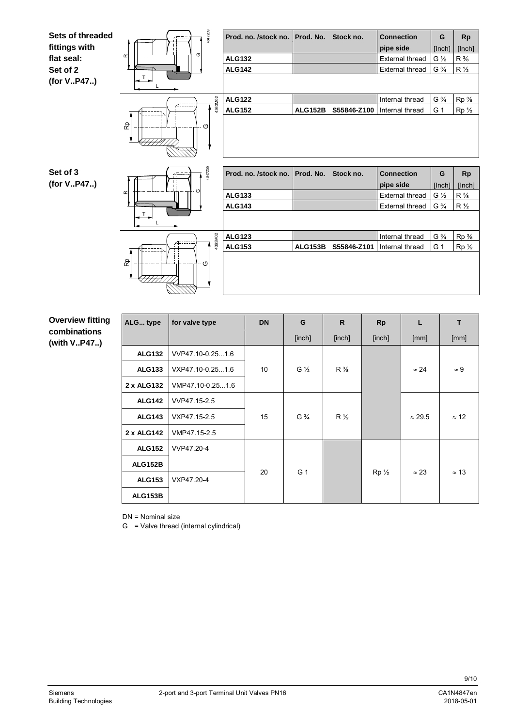**Sets of threaded fittings with flat seal: Set of 2 (for V..P47..)**

| Prod. no. /stock no. | Prod. No. | Stock no. | Connection pipe side | G [Inch] | Rp [Inch] |
|---|---|---|---|---|---|
| ALG132 | | | External thread | G ½ | R ⅜ |
| ALG142 | | | External thread | G ¾ | R ½ |
| ALG122 | | | Internal thread | G ¾ | Rp ⅜ |
| ALG152 | ALG152B | S55846-Z100 | Internal thread | G 1 | Rp ½ |

**Set of 3 (for V..P47..)**

| Prod. no. /stock no. | Prod. No. | Stock no. | Connection pipe side | G [Inch] | Rp [Inch] |
|---|---|---|---|---|---|
| ALG133 | | | External thread | G ½ | R ⅜ |
| ALG143 | | | External thread | G ¾ | R ½ |
| ALG123 | | | Internal thread | G ¾ | Rp ⅜ |
| ALG153 | ALG153B | S55846-Z101 | Internal thread | G 1 | Rp ½ |

**Overview fitting combinations (with V..P47..)**

| ALG... type | for valve type | DN | G [inch] | R [inch] | Rp [inch] | L [mm] | T [mm] |
|---|---|---|---|---|---|---|---|
| ALG132 | VVP47.10-0.25...1.6 | 10 | G ½ | R ⅜ | | ≈ 24 | ≈ 9 |
| ALG133 | VXP47.10-0.25...1.6 | | | | | | |
| 2 x ALG132 | VMP47.10-0.25...1.6 | | | | | | |
| ALG142 | VVP47.15-2.5 | 15 | G ¾ | R ½ | | ≈ 29.5 | ≈ 12 |
| ALG143 | VXP47.15-2.5 | | | | | | |
| 2 x ALG142 | VMP47.15-2.5 | | | | | | |
| ALG152 | VVP47.20-4 | 20 | G 1 | | Rp ½ | ≈ 23 | ≈ 13 |
| ALG152B | | | | | | | |
| ALG153 | VXP47.20-4 | | | | | | |
| ALG153B | | | | | | | |

DN = Nominal size
G = Valve thread (internal cylindrical)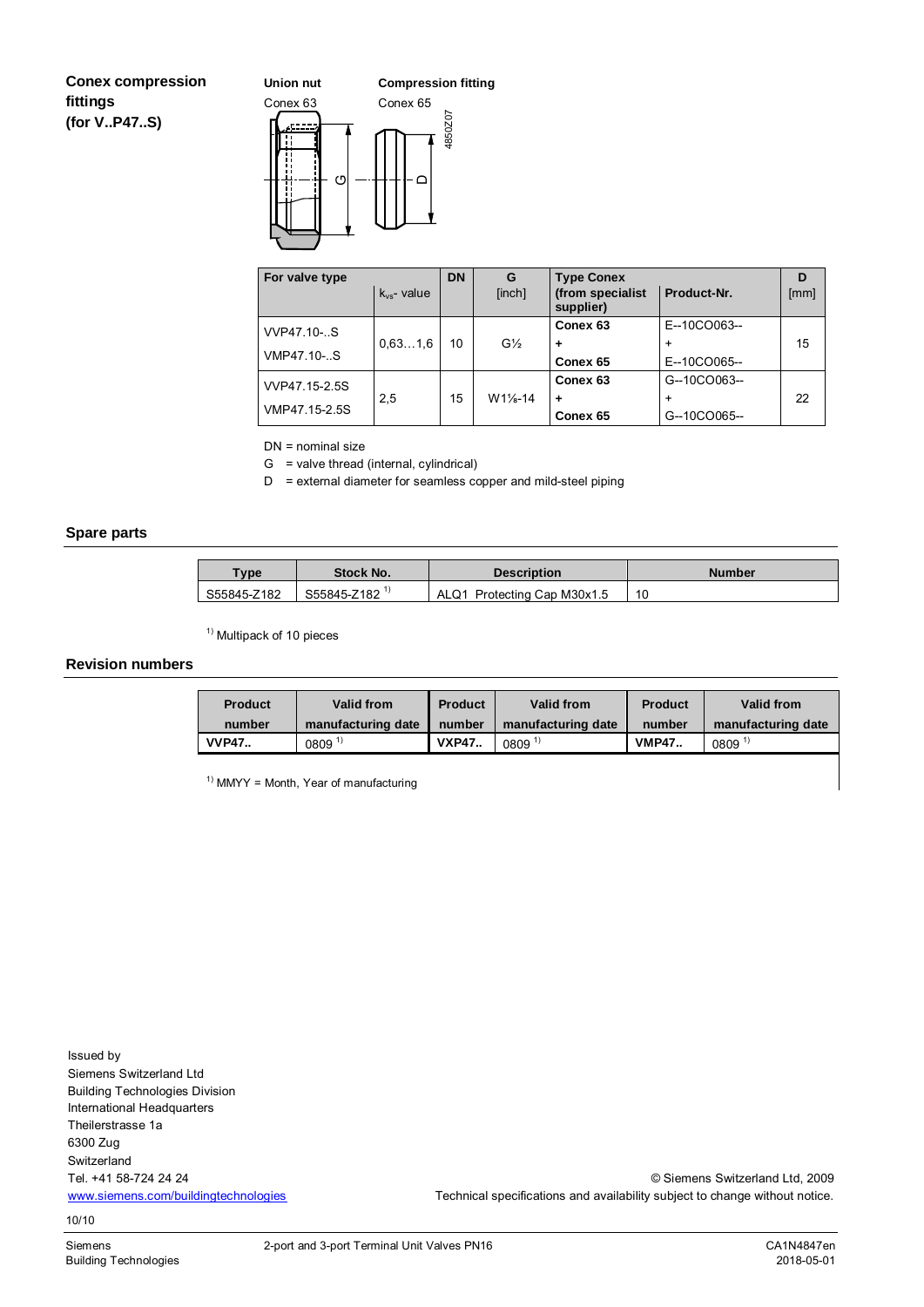## Conex compression fittings (for V..P47..S)

**Union nut**
Conex 63

**Compression fitting**
Conex 65

G
D
4850Z07

| For valve type | | DN | G | Type Conex | | D |
|---|---|---|---|---|---|---|
| | $k_{vs}$- value | | [inch] | (from specialist supplier) | Product-Nr. | [mm] |
| VVP47.10-..S<br>VMP47.10-..S | 0,63…1,6 | 10 | G½ | Conex 63<br>+<br>Conex 65 | E--10CO063--<br>+<br>E--10CO065-- | 15 |
| VVP47.15-2.5S<br>VMP47.15-2.5S | 2,5 | 15 | W1⅛-14 | Conex 63<br>+<br>Conex 65 | G--10CO063--<br>+<br>G--10CO065-- | 22 |

DN = nominal size
G = valve thread (internal, cylindrical)
D = external diameter for seamless copper and mild-steel piping

## Spare parts

| Type | Stock No. | Description | Number |
|---|---|---|---|
| S55845-Z182 | S55845-Z182 [1] | ALQ1 Protecting Cap M30x1.5 | 10 |

[1] Multipack of 10 pieces

## Revision numbers

| Product number | Valid from manufacturing date | Product number | Valid from manufacturing date | Product number | Valid from manufacturing date |
|---|---|---|---|---|---|
| **VVP47..** | 0809 [1] | **VXP47..** | 0809 [1] | **VMP47..** | 0809 [1] |

[1] MMYY = Month, Year of manufacturing

Issued by
Siemens Switzerland Ltd
Building Technologies Division
International Headquarters
Theilerstrasse 1a
6300 Zug
Switzerland
Tel. +41 58-724 24 24
www.siemens.com/buildingtechnologies

© Siemens Switzerland Ltd, 2009
Technical specifications and availability subject to change without notice.